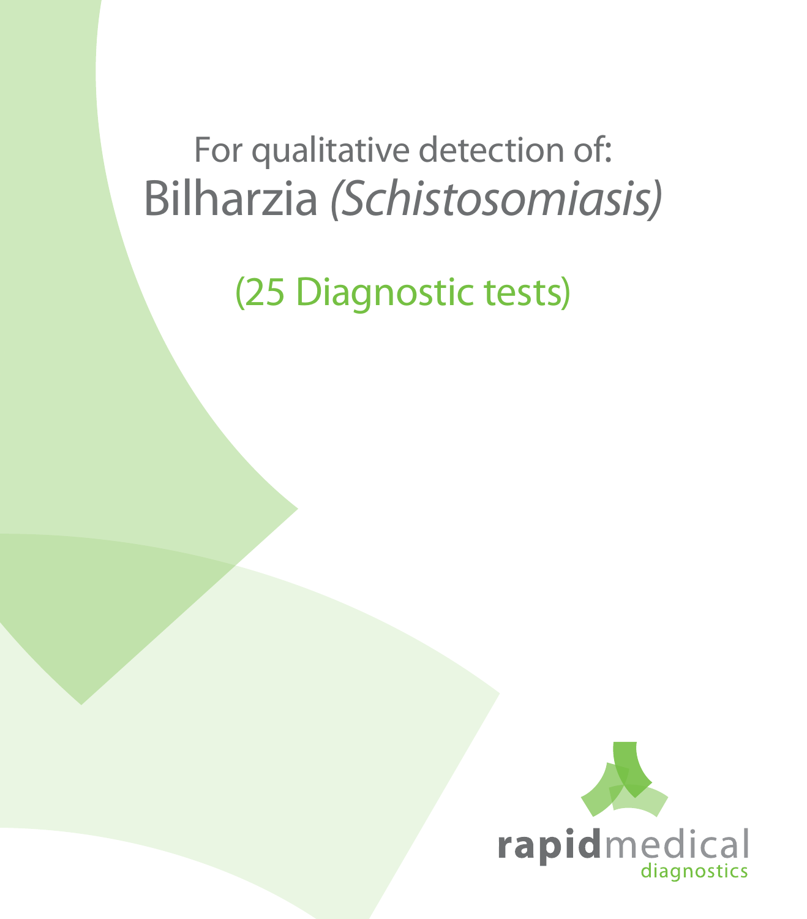For qualitative detection of:

# Bilharzia *(Schistosomiasis)*

(25 Diagnostic tests)

**rapid**medical
diagnostics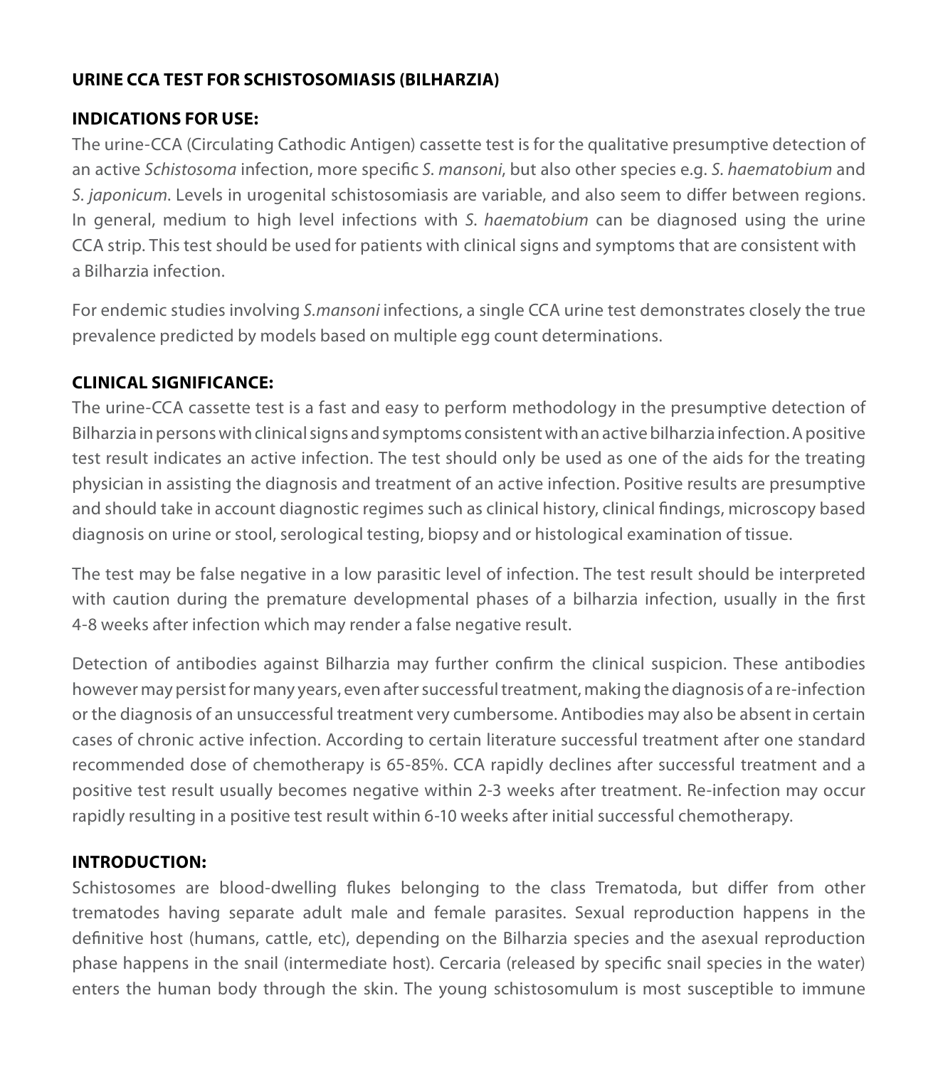## URINE CCA TEST FOR SCHISTOSOMIASIS (BILHARZIA)

### INDICATIONS FOR USE:

The urine-CCA (Circulating Cathodic Antigen) cassette test is for the qualitative presumptive detection of an active *Schistosoma* infection, more specific *S. mansoni*, but also other species e.g. *S. haematobium* and *S. japonicum*. Levels in urogenital schistosomiasis are variable, and also seem to differ between regions. In general, medium to high level infections with *S. haematobium* can be diagnosed using the urine CCA strip. This test should be used for patients with clinical signs and symptoms that are consistent with a Bilharzia infection.

For endemic studies involving *S.mansoni* infections, a single CCA urine test demonstrates closely the true prevalence predicted by models based on multiple egg count determinations.

### CLINICAL SIGNIFICANCE:

The urine-CCA cassette test is a fast and easy to perform methodology in the presumptive detection of Bilharzia in persons with clinical signs and symptoms consistent with an active bilharzia infection. A positive test result indicates an active infection. The test should only be used as one of the aids for the treating physician in assisting the diagnosis and treatment of an active infection. Positive results are presumptive and should take in account diagnostic regimes such as clinical history, clinical findings, microscopy based diagnosis on urine or stool, serological testing, biopsy and or histological examination of tissue.

The test may be false negative in a low parasitic level of infection. The test result should be interpreted with caution during the premature developmental phases of a bilharzia infection, usually in the first 4-8 weeks after infection which may render a false negative result.

Detection of antibodies against Bilharzia may further confirm the clinical suspicion. These antibodies however may persist for many years, even after successful treatment, making the diagnosis of a re-infection or the diagnosis of an unsuccessful treatment very cumbersome. Antibodies may also be absent in certain cases of chronic active infection. According to certain literature successful treatment after one standard recommended dose of chemotherapy is 65-85%. CCA rapidly declines after successful treatment and a positive test result usually becomes negative within 2-3 weeks after treatment. Re-infection may occur rapidly resulting in a positive test result within 6-10 weeks after initial successful chemotherapy.

### INTRODUCTION:

Schistosomes are blood-dwelling flukes belonging to the class Trematoda, but differ from other trematodes having separate adult male and female parasites. Sexual reproduction happens in the definitive host (humans, cattle, etc), depending on the Bilharzia species and the asexual reproduction phase happens in the snail (intermediate host). Cercaria (released by specific snail species in the water) enters the human body through the skin. The young schistosomulum is most susceptible to immune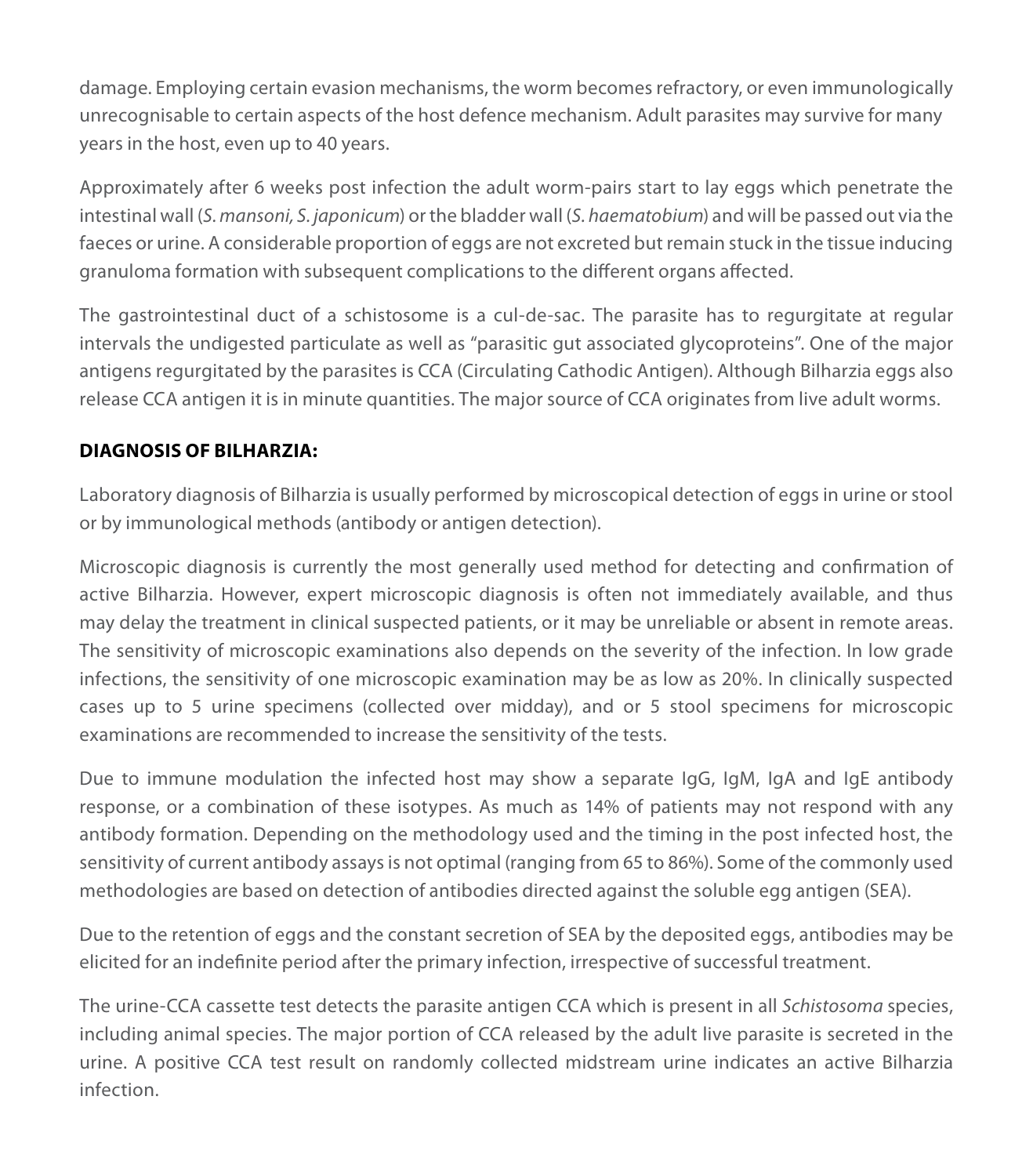damage. Employing certain evasion mechanisms, the worm becomes refractory, or even immunologically unrecognisable to certain aspects of the host defence mechanism. Adult parasites may survive for many years in the host, even up to 40 years.

Approximately after 6 weeks post infection the adult worm-pairs start to lay eggs which penetrate the intestinal wall (*S. mansoni, S. japonicum*) or the bladder wall (*S. haematobium*) and will be passed out via the faeces or urine. A considerable proportion of eggs are not excreted but remain stuck in the tissue inducing granuloma formation with subsequent complications to the different organs affected.

The gastrointestinal duct of a schistosome is a cul-de-sac. The parasite has to regurgitate at regular intervals the undigested particulate as well as "parasitic gut associated glycoproteins". One of the major antigens regurgitated by the parasites is CCA (Circulating Cathodic Antigen). Although Bilharzia eggs also release CCA antigen it is in minute quantities. The major source of CCA originates from live adult worms.

**DIAGNOSIS OF BILHARZIA:**

Laboratory diagnosis of Bilharzia is usually performed by microscopical detection of eggs in urine or stool or by immunological methods (antibody or antigen detection).

Microscopic diagnosis is currently the most generally used method for detecting and confirmation of active Bilharzia. However, expert microscopic diagnosis is often not immediately available, and thus may delay the treatment in clinical suspected patients, or it may be unreliable or absent in remote areas. The sensitivity of microscopic examinations also depends on the severity of the infection. In low grade infections, the sensitivity of one microscopic examination may be as low as 20%. In clinically suspected cases up to 5 urine specimens (collected over midday), and or 5 stool specimens for microscopic examinations are recommended to increase the sensitivity of the tests.

Due to immune modulation the infected host may show a separate IgG, IgM, IgA and IgE antibody response, or a combination of these isotypes. As much as 14% of patients may not respond with any antibody formation. Depending on the methodology used and the timing in the post infected host, the sensitivity of current antibody assays is not optimal (ranging from 65 to 86%). Some of the commonly used methodologies are based on detection of antibodies directed against the soluble egg antigen (SEA).

Due to the retention of eggs and the constant secretion of SEA by the deposited eggs, antibodies may be elicited for an indefinite period after the primary infection, irrespective of successful treatment.

The urine-CCA cassette test detects the parasite antigen CCA which is present in all *Schistosoma* species, including animal species. The major portion of CCA released by the adult live parasite is secreted in the urine. A positive CCA test result on randomly collected midstream urine indicates an active Bilharzia infection.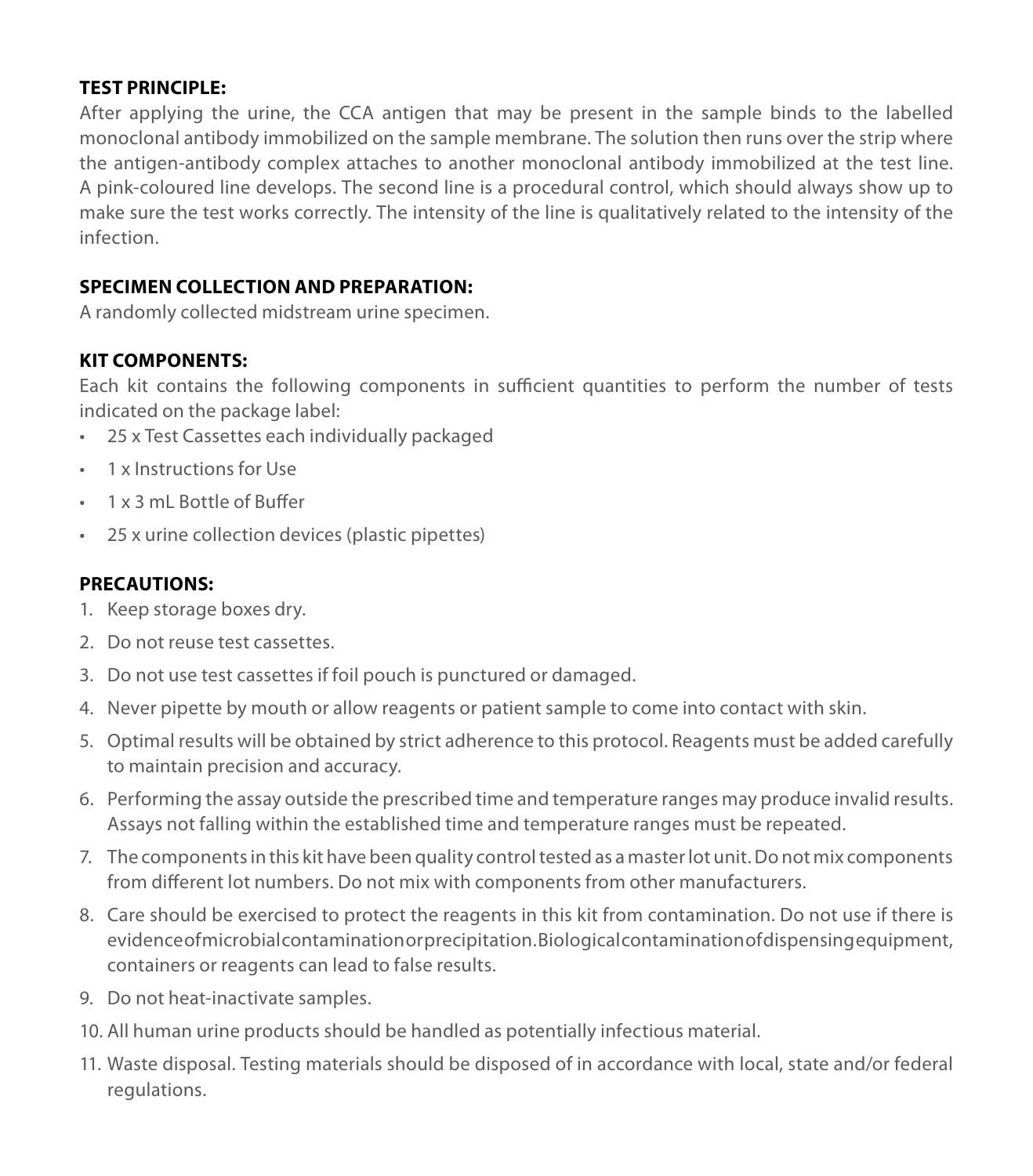**TEST PRINCIPLE:**
After applying the urine, the CCA antigen that may be present in the sample binds to the labelled monoclonal antibody immobilized on the sample membrane. The solution then runs over the strip where the antigen-antibody complex attaches to another monoclonal antibody immobilized at the test line. A pink-coloured line develops. The second line is a procedural control, which should always show up to make sure the test works correctly. The intensity of the line is qualitatively related to the intensity of the infection.

**SPECIMEN COLLECTION AND PREPARATION:**
A randomly collected midstream urine specimen.

**KIT COMPONENTS:**
Each kit contains the following components in sufficient quantities to perform the number of tests indicated on the package label:

- 25 x Test Cassettes each individually packaged
- 1 x Instructions for Use
- 1 x 3 mL Bottle of Buffer
- 25 x urine collection devices (plastic pipettes)

**PRECAUTIONS:**

1. Keep storage boxes dry.
2. Do not reuse test cassettes.
3. Do not use test cassettes if foil pouch is punctured or damaged.
4. Never pipette by mouth or allow reagents or patient sample to come into contact with skin.
5. Optimal results will be obtained by strict adherence to this protocol. Reagents must be added carefully to maintain precision and accuracy.
6. Performing the assay outside the prescribed time and temperature ranges may produce invalid results. Assays not falling within the established time and temperature ranges must be repeated.
7. The components in this kit have been quality control tested as a master lot unit. Do not mix components from different lot numbers. Do not mix with components from other manufacturers.
8. Care should be exercised to protect the reagents in this kit from contamination. Do not use if there is evidence of microbial contamination or precipitation. Biological contamination of dispensing equipment, containers or reagents can lead to false results.
9. Do not heat-inactivate samples.
10. All human urine products should be handled as potentially infectious material.
11. Waste disposal. Testing materials should be disposed of in accordance with local, state and/or federal regulations.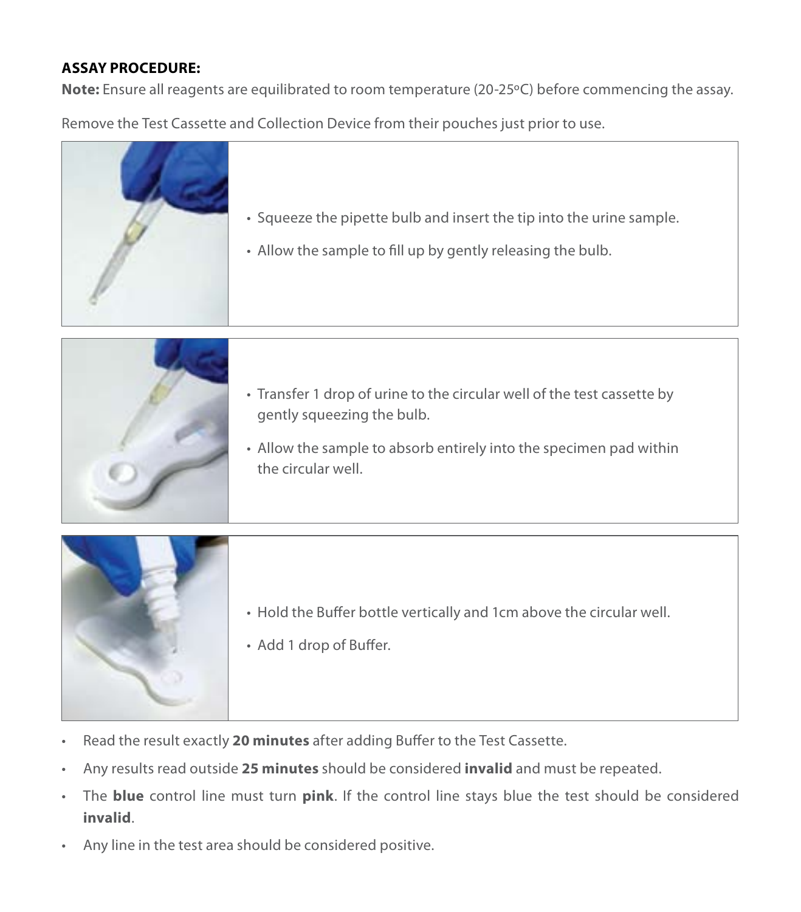**ASSAY PROCEDURE:**

**Note:** Ensure all reagents are equilibrated to room temperature (20-25°C) before commencing the assay.

Remove the Test Cassette and Collection Device from their pouches just prior to use.

- Squeeze the pipette bulb and insert the tip into the urine sample.
- Allow the sample to fill up by gently releasing the bulb.

- Transfer 1 drop of urine to the circular well of the test cassette by gently squeezing the bulb.
- Allow the sample to absorb entirely into the specimen pad within the circular well.

- Hold the Buffer bottle vertically and 1cm above the circular well.
- Add 1 drop of Buffer.

- Read the result exactly **20 minutes** after adding Buffer to the Test Cassette.
- Any results read outside **25 minutes** should be considered **invalid** and must be repeated.
- The **blue** control line must turn **pink**. If the control line stays blue the test should be considered **invalid**.
- Any line in the test area should be considered positive.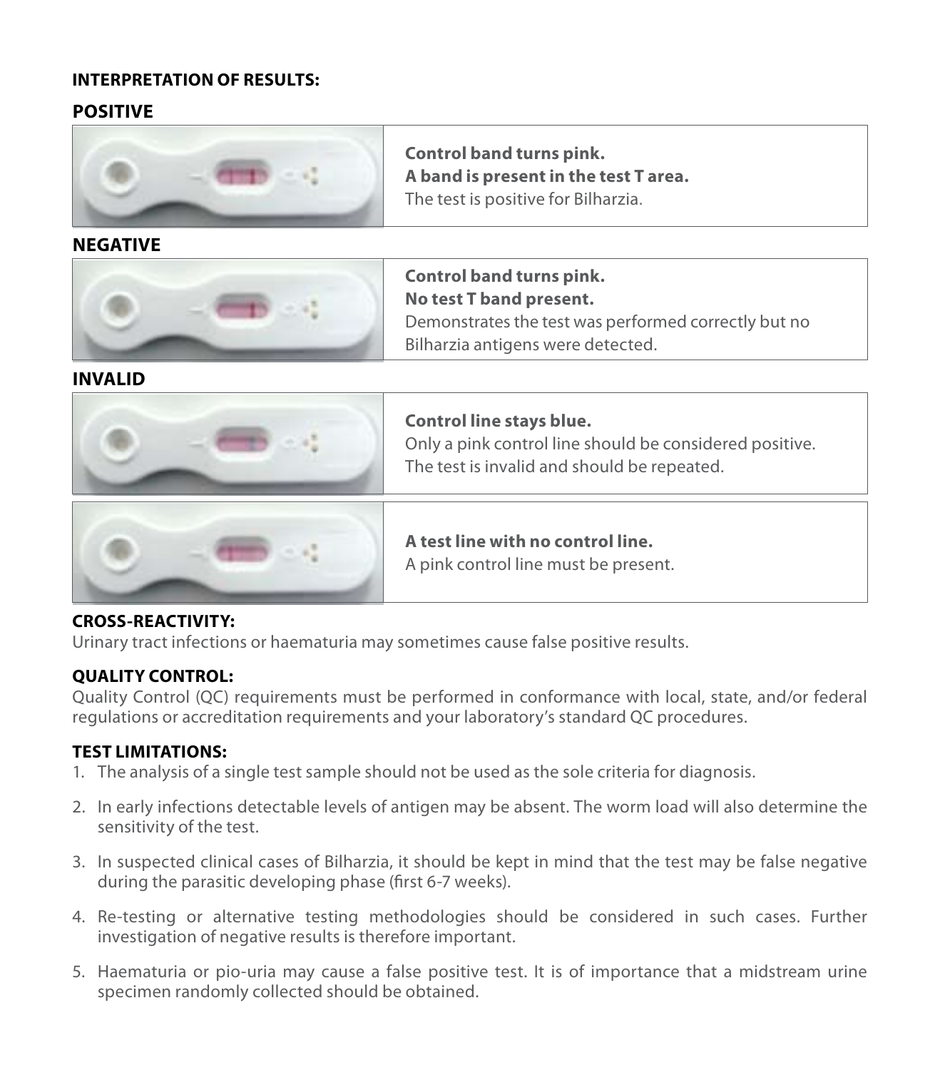## INTERPRETATION OF RESULTS:

### POSITIVE

**Control band turns pink.**
**A band is present in the test T area.**
The test is positive for Bilharzia.

### NEGATIVE

**Control band turns pink.**
**No test T band present.**
Demonstrates the test was performed correctly but no Bilharzia antigens were detected.

### INVALID

**Control line stays blue.**
Only a pink control line should be considered positive.
The test is invalid and should be repeated.

**A test line with no control line.**
A pink control line must be present.

### CROSS-REACTIVITY:

Urinary tract infections or haematuria may sometimes cause false positive results.

### QUALITY CONTROL:

Quality Control (QC) requirements must be performed in conformance with local, state, and/or federal regulations or accreditation requirements and your laboratory's standard QC procedures.

### TEST LIMITATIONS:

1. The analysis of a single test sample should not be used as the sole criteria for diagnosis.
2. In early infections detectable levels of antigen may be absent. The worm load will also determine the sensitivity of the test.
3. In suspected clinical cases of Bilharzia, it should be kept in mind that the test may be false negative during the parasitic developing phase (first 6-7 weeks).
4. Re-testing or alternative testing methodologies should be considered in such cases. Further investigation of negative results is therefore important.
5. Haematuria or pio-uria may cause a false positive test. It is of importance that a midstream urine specimen randomly collected should be obtained.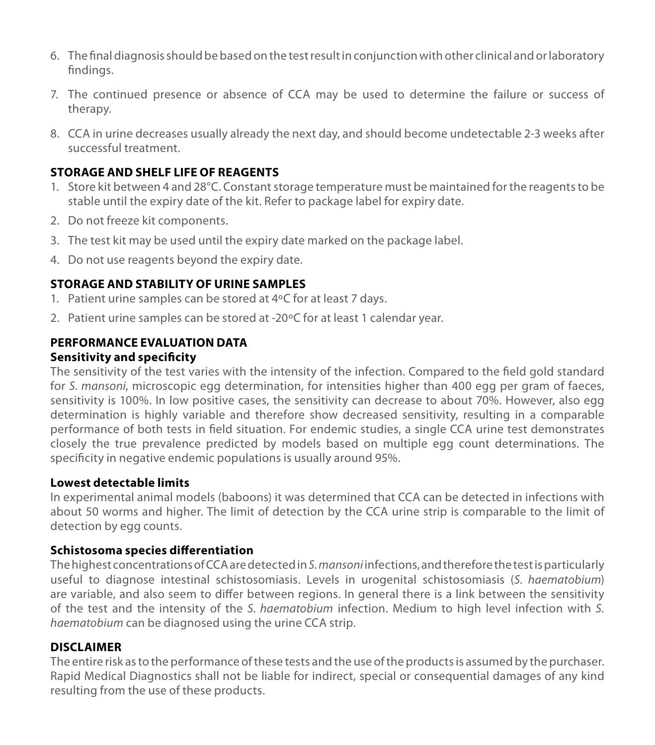6. The final diagnosis should be based on the test result in conjunction with other clinical and or laboratory findings.
7. The continued presence or absence of CCA may be used to determine the failure or success of therapy.
8. CCA in urine decreases usually already the next day, and should become undetectable 2-3 weeks after successful treatment.

**STORAGE AND SHELF LIFE OF REAGENTS**

1. Store kit between 4 and 28°C. Constant storage temperature must be maintained for the reagents to be stable until the expiry date of the kit. Refer to package label for expiry date.
2. Do not freeze kit components.
3. The test kit may be used until the expiry date marked on the package label.
4. Do not use reagents beyond the expiry date.

**STORAGE AND STABILITY OF URINE SAMPLES**

1. Patient urine samples can be stored at 4ºC for at least 7 days.
2. Patient urine samples can be stored at -20ºC for at least 1 calendar year.

**PERFORMANCE EVALUATION DATA**

**Sensitivity and specificity**

The sensitivity of the test varies with the intensity of the infection. Compared to the field gold standard for *S. mansoni*, microscopic egg determination, for intensities higher than 400 egg per gram of faeces, sensitivity is 100%. In low positive cases, the sensitivity can decrease to about 70%. However, also egg determination is highly variable and therefore show decreased sensitivity, resulting in a comparable performance of both tests in field situation. For endemic studies, a single CCA urine test demonstrates closely the true prevalence predicted by models based on multiple egg count determinations. The specificity in negative endemic populations is usually around 95%.

**Lowest detectable limits**

In experimental animal models (baboons) it was determined that CCA can be detected in infections with about 50 worms and higher. The limit of detection by the CCA urine strip is comparable to the limit of detection by egg counts.

**Schistosoma species differentiation**

The highest concentrations of CCA are detected in *S. mansoni* infections, and therefore the test is particularly useful to diagnose intestinal schistosomiasis. Levels in urogenital schistosomiasis (*S. haematobium*) are variable, and also seem to differ between regions. In general there is a link between the sensitivity of the test and the intensity of the *S. haematobium* infection. Medium to high level infection with *S. haematobium* can be diagnosed using the urine CCA strip.

**DISCLAIMER**

The entire risk as to the performance of these tests and the use of the products is assumed by the purchaser. Rapid Medical Diagnostics shall not be liable for indirect, special or consequential damages of any kind resulting from the use of these products.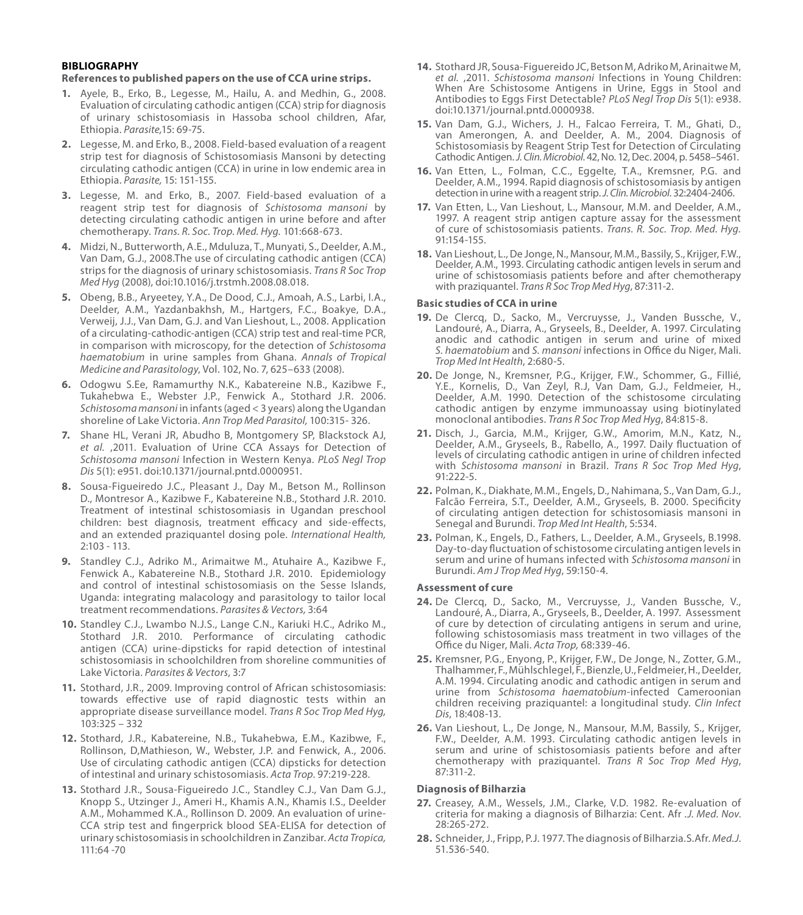## BIBLIOGRAPHY

### References to published papers on the use of CCA urine strips.

1. Ayele, B., Erko, B., Legesse, M., Hailu, A. and Medhin, G., 2008. Evaluation of circulating cathodic antigen (CCA) strip for diagnosis of urinary schistosomiasis in Hassoba school children, Afar, Ethiopia. *Parasite,*15: 69-75.
2. Legesse, M. and Erko, B., 2008. Field-based evaluation of a reagent strip test for diagnosis of Schistosomiasis Mansoni by detecting circulating cathodic antigen (CCA) in urine in low endemic area in Ethiopia. *Parasite,* 15: 151-155.
3. Legesse, M. and Erko, B., 2007. Field-based evaluation of a reagent strip test for diagnosis of *Schistosoma mansoni* by detecting circulating cathodic antigen in urine before and after chemotherapy. *Trans. R. Soc. Trop. Med. Hyg.* 101:668-673.
4. Midzi, N., Butterworth, A.E., Mduluza, T., Munyati, S., Deelder, A.M., Van Dam, G.J., 2008.The use of circulating cathodic antigen (CCA) strips for the diagnosis of urinary schistosomiasis. *Trans R Soc Trop Med Hyg* (2008), doi:10.1016/j.trstmh.2008.08.018.
5. Obeng, B.B., Aryeetey, Y.A., De Dood, C.J., Amoah, A.S., Larbi, I.A., Deelder, A.M., Yazdanbakhsh, M., Hartgers, F.C., Boakye, D.A., Verweij, J.J., Van Dam, G.J. and Van Lieshout, L., 2008. Application of a circulating-cathodic-antigen (CCA) strip test and real-time PCR, in comparison with microscopy, for the detection of *Schistosoma haematobium* in urine samples from Ghana. *Annals of Tropical Medicine and Parasitology*, Vol. 102, No. 7, 625–633 (2008).
6. Odogwu S.Ee, Ramamurthy N.K., Kabatereine N.B., Kazibwe F., Tukahebwa E., Webster J.P., Fenwick A., Stothard J.R. 2006. *Schistosoma mansoni* in infants (aged < 3 years) along the Ugandan shoreline of Lake Victoria. *Ann Trop Med Parasitol,* 100:315- 326.
7. Shane HL, Verani JR, Abudho B, Montgomery SP, Blackstock AJ, *et al.* ,2011. Evaluation of Urine CCA Assays for Detection of *Schistosoma mansoni* Infection in Western Kenya. *PLoS Negl Trop Dis* 5(1): e951. doi:10.1371/journal.pntd.0000951.
8. Sousa-Figueiredo J.C., Pleasant J., Day M., Betson M., Rollinson D., Montresor A., Kazibwe F., Kabatereine N.B., Stothard J.R. 2010. Treatment of intestinal schistosomiasis in Ugandan preschool children: best diagnosis, treatment efficacy and side-effects, and an extended praziquantel dosing pole. *International Health,* 2:103 - 113.
9. Standley C.J., Adriko M., Arimaitwe M., Atuhaire A., Kazibwe F., Fenwick A., Kabatereine N.B., Stothard J.R. 2010. Epidemiology and control of intestinal schistosomiasis on the Sesse Islands, Uganda: integrating malacology and parasitology to tailor local treatment recommendations. *Parasites & Vectors,* 3:64
10. Standley C.J., Lwambo N.J.S., Lange C.N., Kariuki H.C., Adriko M., Stothard J.R. 2010. Performance of circulating cathodic antigen (CCA) urine-dipsticks for rapid detection of intestinal schistosomiasis in schoolchildren from shoreline communities of Lake Victoria. *Parasites & Vectors*, 3:7
11. Stothard, J.R., 2009. Improving control of African schistosomiasis: towards effective use of rapid diagnostic tests within an appropriate disease surveillance model. *Trans R Soc Trop Med Hyg,* 103:325 – 332
12. Stothard, J.R., Kabatereine, N.B., Tukahebwa, E.M., Kazibwe, F., Rollinson, D,Mathieson, W., Webster, J.P. and Fenwick, A., 2006. Use of circulating cathodic antigen (CCA) dipsticks for detection of intestinal and urinary schistosomiasis. *Acta Trop.* 97:219-228.
13. Stothard J.R., Sousa-Figueiredo J.C., Standley C.J., Van Dam G.J., Knopp S., Utzinger J., Ameri H., Khamis A.N., Khamis I.S., Deelder A.M., Mohammed K.A., Rollinson D. 2009. An evaluation of urine-CCA strip test and fingerprick blood SEA-ELISA for detection of urinary schistosomiasis in schoolchildren in Zanzibar. *Acta Tropica,* 111:64 -70
14. Stothard JR, Sousa-Figuereido JC, Betson M, Adriko M, Arinaitwe M, *et al.* ,2011. *Schistosoma mansoni* Infections in Young Children: When Are Schistosome Antigens in Urine, Eggs in Stool and Antibodies to Eggs First Detectable? *PLoS Negl Trop Dis* 5(1): e938. doi:10.1371/journal.pntd.0000938.
15. Van Dam, G.J., Wichers, J. H., Falcao Ferreira, T. M., Ghati, D., van Amerongen, A. and Deelder, A. M., 2004. Diagnosis of Schistosomiasis by Reagent Strip Test for Detection of Circulating Cathodic Antigen. *J. Clin. Microbiol.* 42, No. 12, Dec. 2004, p. 5458–5461.
16. Van Etten, L., Folman, C.C., Eggelte, T.A., Kremsner, P.G. and Deelder, A.M., 1994. Rapid diagnosis of schistosomiasis by antigen detection in urine with a reagent strip. *J. Clin. Microbiol.* 32:2404-2406.
17. Van Etten, L., Van Lieshout, L., Mansour, M.M. and Deelder, A.M., 1997. A reagent strip antigen capture assay for the assessment of cure of schistosomiasis patients. *Trans. R. Soc. Trop. Med. Hyg.* 91:154-155.
18. Van Lieshout, L., De Jonge, N., Mansour, M.M., Bassily, S., Krijger, F.W., Deelder, A.M., 1993. Circulating cathodic antigen levels in serum and urine of schistosomiasis patients before and after chemotherapy with praziquantel. *Trans R Soc Trop Med Hyg*, 87:311-2.

### Basic studies of CCA in urine

19. De Clercq, D., Sacko, M., Vercruysse, J., Vanden Bussche, V., Landouré, A., Diarra, A., Gryseels, B., Deelder, A. 1997. Circulating anodic and cathodic antigen in serum and urine of mixed *S. haematobium* and *S. mansoni* infections in Office du Niger, Mali. *Trop Med Int Health*, 2:680-5.
20. De Jonge, N., Kremsner, P.G., Krijger, F.W., Schommer, G., Fillié, Y.E., Kornelis, D., Van Zeyl, R.J, Van Dam, G.J., Feldmeier, H., Deelder, A.M. 1990. Detection of the schistosome circulating cathodic antigen by enzyme immunoassay using biotinylated monoclonal antibodies. *Trans R Soc Trop Med Hyg*, 84:815-8.
21. Disch, J., Garcia, M.M., Krijger, G.W., Amorim, M.N., Katz, N., Deelder, A.M., Gryseels, B., Rabello, A., 1997. Daily fluctuation of levels of circulating cathodic antigen in urine of children infected with *Schistosoma mansoni* in Brazil. *Trans R Soc Trop Med Hyg*, 91:222-5.
22. Polman, K., Diakhate, M.M., Engels, D., Nahimana, S., Van Dam, G.J., Falcão Ferreira, S.T., Deelder, A.M., Gryseels, B. 2000. Specificity of circulating antigen detection for schistosomiasis mansoni in Senegal and Burundi. *Trop Med Int Health*, 5:534.
23. Polman, K., Engels, D., Fathers, L., Deelder, A.M., Gryseels, B.1998. Day-to-day fluctuation of schistosome circulating antigen levels in serum and urine of humans infected with *Schistosoma mansoni* in Burundi. *Am J Trop Med Hyg*, 59:150-4.

### Assessment of cure

24. De Clercq, D., Sacko, M., Vercruysse, J., Vanden Bussche, V., Landouré, A., Diarra, A., Gryseels, B., Deelder, A. 1997. Assessment of cure by detection of circulating antigens in serum and urine, following schistosomiasis mass treatment in two villages of the Office du Niger, Mali. *Acta Trop,* 68:339-46.
25. Kremsner, P.G., Enyong, P., Krijger, F.W., De Jonge, N., Zotter, G.M., Thalhammer, F., Mühlschlegel, F., Bienzle, U., Feldmeier, H., Deelder, A.M. 1994. Circulating anodic and cathodic antigen in serum and urine from *Schistosoma haematobium*-infected Cameroonian children receiving praziquantel: a longitudinal study. *Clin Infect Dis*, 18:408-13.
26. Van Lieshout, L., De Jonge, N., Mansour, M.M, Bassily, S., Krijger, F.W., Deelder, A.M. 1993. Circulating cathodic antigen levels in serum and urine of schistosomiasis patients before and after chemotherapy with praziquantel. *Trans R Soc Trop Med Hyg*, 87:311-2.

### Diagnosis of Bilharzia

27. Creasey, A.M., Wessels, J.M., Clarke, V.D. 1982. Re-evaluation of criteria for making a diagnosis of Bilharzia: Cent. Afr .*J. Med. Nov.* 28:265-272.
28. Schneider, J., Fripp, P.J. 1977. The diagnosis of Bilharzia.S.Afr. *Med.J.* 51.536-540.